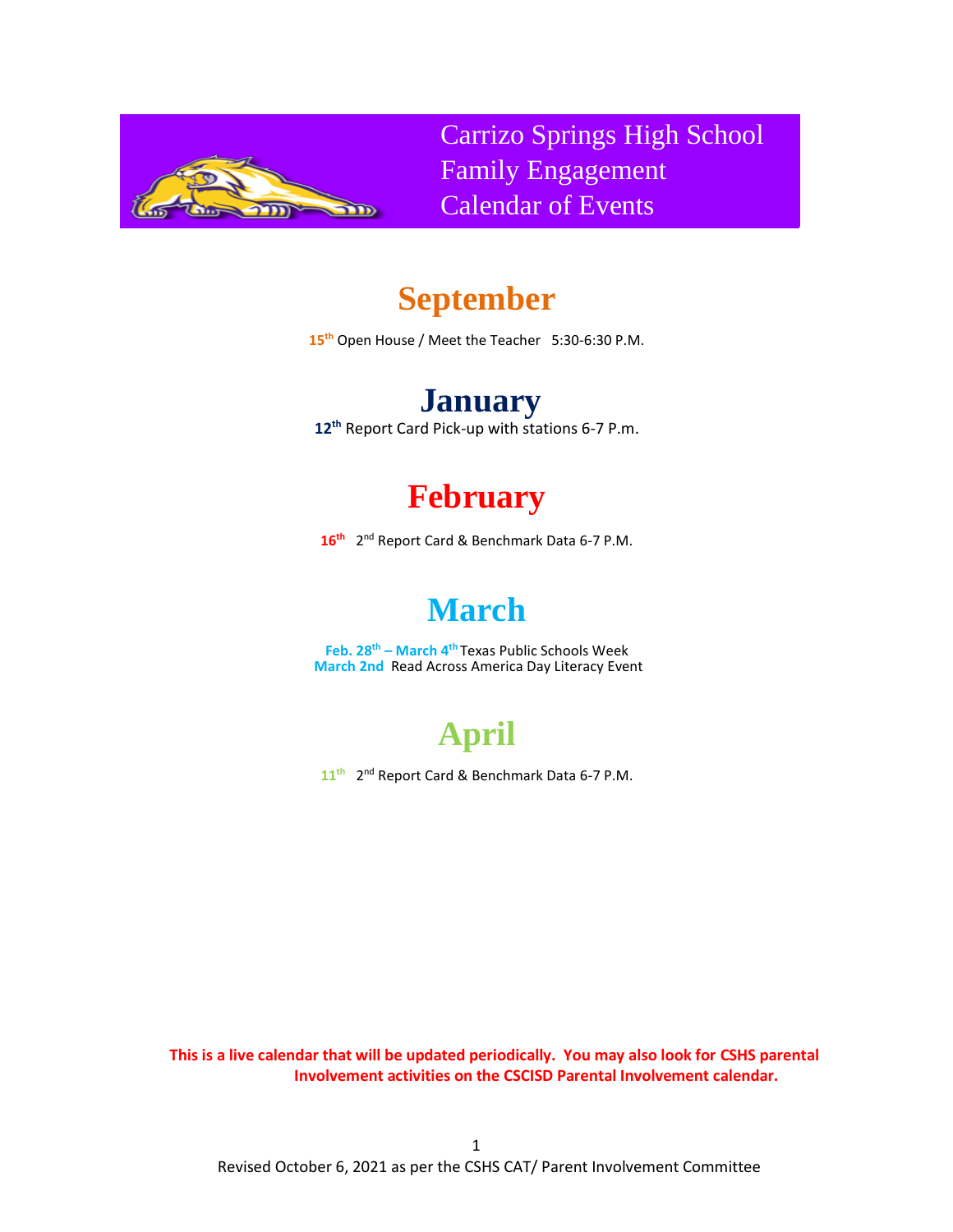# Carrizo Springs High School Family Engagement Calendar of Events

## September

15th Open House / Meet the Teacher 5:30-6:30 P.M.

## January

12th Report Card Pick-up with stations 6-7 P.m.

## February

16th 2nd Report Card & Benchmark Data 6-7 P.M.

## March

Feb. 28th – March 4th Texas Public Schools Week
March 2nd Read Across America Day Literacy Event

## April

11th 2nd Report Card & Benchmark Data 6-7 P.M.

**This is a live calendar that will be updated periodically. You may also look for CSHS parental Involvement activities on the CSCISD Parental Involvement calendar.**

Revised October 6, 2021 as per the CSHS CAT/ Parent Involvement Committee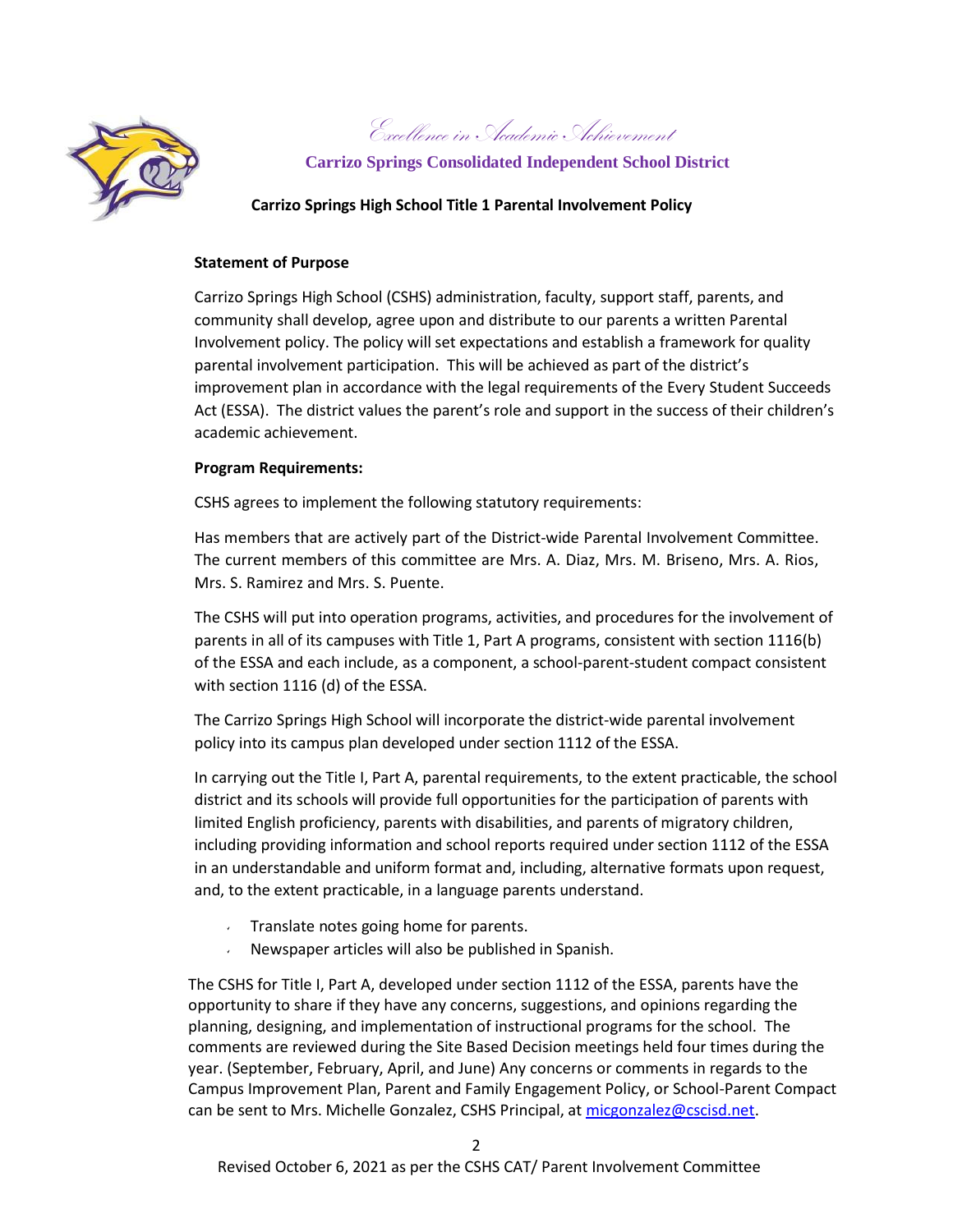*Excellence in Academic Achievement*

**Carrizo Springs Consolidated Independent School District**

**Carrizo Springs High School Title 1 Parental Involvement Policy**

**Statement of Purpose**

Carrizo Springs High School (CSHS) administration, faculty, support staff, parents, and community shall develop, agree upon and distribute to our parents a written Parental Involvement policy. The policy will set expectations and establish a framework for quality parental involvement participation. This will be achieved as part of the district's improvement plan in accordance with the legal requirements of the Every Student Succeeds Act (ESSA). The district values the parent's role and support in the success of their children's academic achievement.

**Program Requirements:**

CSHS agrees to implement the following statutory requirements:

Has members that are actively part of the District-wide Parental Involvement Committee. The current members of this committee are Mrs. A. Diaz, Mrs. M. Briseno, Mrs. A. Rios, Mrs. S. Ramirez and Mrs. S. Puente.

The CSHS will put into operation programs, activities, and procedures for the involvement of parents in all of its campuses with Title 1, Part A programs, consistent with section 1116(b) of the ESSA and each include, as a component, a school-parent-student compact consistent with section 1116 (d) of the ESSA.

The Carrizo Springs High School will incorporate the district-wide parental involvement policy into its campus plan developed under section 1112 of the ESSA.

In carrying out the Title I, Part A, parental requirements, to the extent practicable, the school district and its schools will provide full opportunities for the participation of parents with limited English proficiency, parents with disabilities, and parents of migratory children, including providing information and school reports required under section 1112 of the ESSA in an understandable and uniform format and, including, alternative formats upon request, and, to the extent practicable, in a language parents understand.

- Translate notes going home for parents.
- Newspaper articles will also be published in Spanish.

The CSHS for Title I, Part A, developed under section 1112 of the ESSA, parents have the opportunity to share if they have any concerns, suggestions, and opinions regarding the planning, designing, and implementation of instructional programs for the school. The comments are reviewed during the Site Based Decision meetings held four times during the year. (September, February, April, and June) Any concerns or comments in regards to the Campus Improvement Plan, Parent and Family Engagement Policy, or School-Parent Compact can be sent to Mrs. Michelle Gonzalez, CSHS Principal, at micgonzalez@cscisd.net.

Revised October 6, 2021 as per the CSHS CAT/ Parent Involvement Committee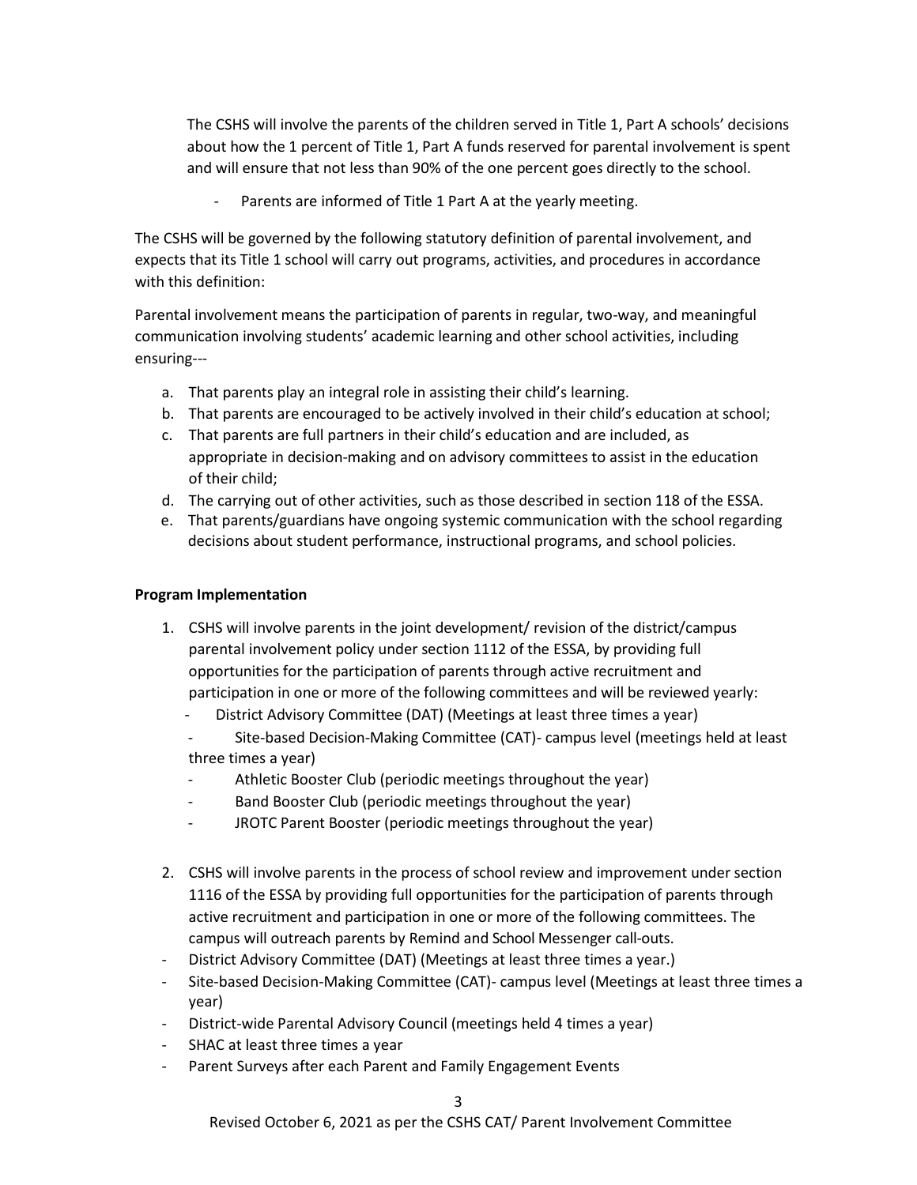The CSHS will involve the parents of the children served in Title 1, Part A schools' decisions about how the 1 percent of Title 1, Part A funds reserved for parental involvement is spent and will ensure that not less than 90% of the one percent goes directly to the school.

- Parents are informed of Title 1 Part A at the yearly meeting.

The CSHS will be governed by the following statutory definition of parental involvement, and expects that its Title 1 school will carry out programs, activities, and procedures in accordance with this definition:

Parental involvement means the participation of parents in regular, two-way, and meaningful communication involving students' academic learning and other school activities, including ensuring---

a. That parents play an integral role in assisting their child's learning.
b. That parents are encouraged to be actively involved in their child's education at school;
c. That parents are full partners in their child's education and are included, as appropriate in decision-making and on advisory committees to assist in the education of their child;
d. The carrying out of other activities, such as those described in section 118 of the ESSA.
e. That parents/guardians have ongoing systemic communication with the school regarding decisions about student performance, instructional programs, and school policies.

**Program Implementation**

1. CSHS will involve parents in the joint development/ revision of the district/campus parental involvement policy under section 1112 of the ESSA, by providing full opportunities for the participation of parents through active recruitment and participation in one or more of the following committees and will be reviewed yearly:
   - District Advisory Committee (DAT) (Meetings at least three times a year)
   - Site-based Decision-Making Committee (CAT)- campus level (meetings held at least three times a year)
   - Athletic Booster Club (periodic meetings throughout the year)
   - Band Booster Club (periodic meetings throughout the year)
   - JROTC Parent Booster (periodic meetings throughout the year)

2. CSHS will involve parents in the process of school review and improvement under section 1116 of the ESSA by providing full opportunities for the participation of parents through active recruitment and participation in one or more of the following committees. The campus will outreach parents by Remind and School Messenger call-outs.

- District Advisory Committee (DAT) (Meetings at least three times a year.)
- Site-based Decision-Making Committee (CAT)- campus level (Meetings at least three times a year)
- District-wide Parental Advisory Council (meetings held 4 times a year)
- SHAC at least three times a year
- Parent Surveys after each Parent and Family Engagement Events

Revised October 6, 2021 as per the CSHS CAT/ Parent Involvement Committee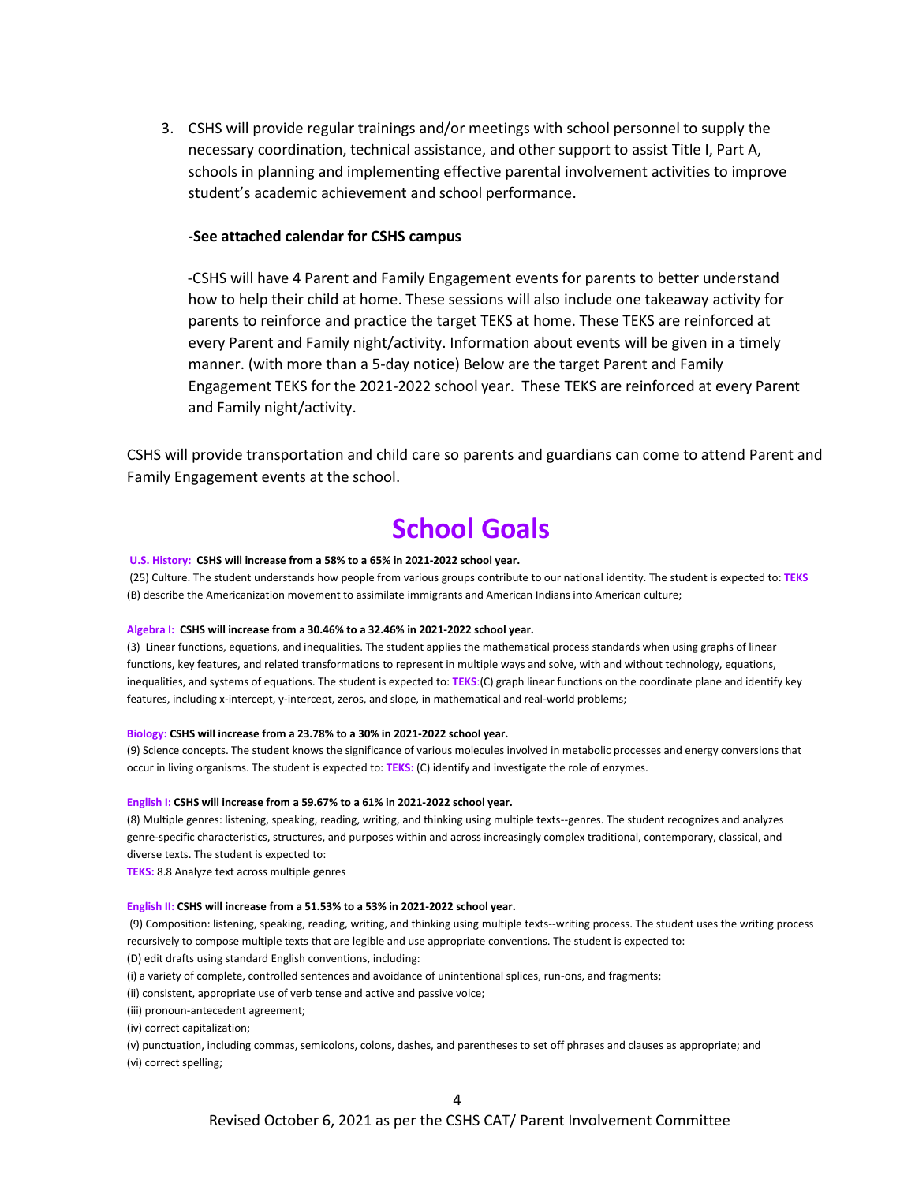3. CSHS will provide regular trainings and/or meetings with school personnel to supply the necessary coordination, technical assistance, and other support to assist Title I, Part A, schools in planning and implementing effective parental involvement activities to improve student's academic achievement and school performance.

   **-See attached calendar for CSHS campus**

   -CSHS will have 4 Parent and Family Engagement events for parents to better understand how to help their child at home. These sessions will also include one takeaway activity for parents to reinforce and practice the target TEKS at home. These TEKS are reinforced at every Parent and Family night/activity. Information about events will be given in a timely manner. (with more than a 5-day notice) Below are the target Parent and Family Engagement TEKS for the 2021-2022 school year. These TEKS are reinforced at every Parent and Family night/activity.

CSHS will provide transportation and child care so parents and guardians can come to attend Parent and Family Engagement events at the school.

# School Goals

**U.S. History: CSHS will increase from a 58% to a 65% in 2021-2022 school year.**

(25) Culture. The student understands how people from various groups contribute to our national identity. The student is expected to: **TEKS** (B) describe the Americanization movement to assimilate immigrants and American Indians into American culture;

**Algebra I: CSHS will increase from a 30.46% to a 32.46% in 2021-2022 school year.**

(3) Linear functions, equations, and inequalities. The student applies the mathematical process standards when using graphs of linear functions, key features, and related transformations to represent in multiple ways and solve, with and without technology, equations, inequalities, and systems of equations. The student is expected to: **TEKS**:(C) graph linear functions on the coordinate plane and identify key features, including x-intercept, y-intercept, zeros, and slope, in mathematical and real-world problems;

**Biology: CSHS will increase from a 23.78% to a 30% in 2021-2022 school year.**

(9) Science concepts. The student knows the significance of various molecules involved in metabolic processes and energy conversions that occur in living organisms. The student is expected to: **TEKS:** (C) identify and investigate the role of enzymes.

**English I: CSHS will increase from a 59.67% to a 61% in 2021-2022 school year.**

(8) Multiple genres: listening, speaking, reading, writing, and thinking using multiple texts--genres. The student recognizes and analyzes genre-specific characteristics, structures, and purposes within and across increasingly complex traditional, contemporary, classical, and diverse texts. The student is expected to:

**TEKS:** 8.8 Analyze text across multiple genres

**English II: CSHS will increase from a 51.53% to a 53% in 2021-2022 school year.**

(9) Composition: listening, speaking, reading, writing, and thinking using multiple texts--writing process. The student uses the writing process recursively to compose multiple texts that are legible and use appropriate conventions. The student is expected to:

(D) edit drafts using standard English conventions, including:

(i) a variety of complete, controlled sentences and avoidance of unintentional splices, run-ons, and fragments;

(ii) consistent, appropriate use of verb tense and active and passive voice;

(iii) pronoun-antecedent agreement;

(iv) correct capitalization;

(v) punctuation, including commas, semicolons, colons, dashes, and parentheses to set off phrases and clauses as appropriate; and

(vi) correct spelling;

Revised October 6, 2021 as per the CSHS CAT/ Parent Involvement Committee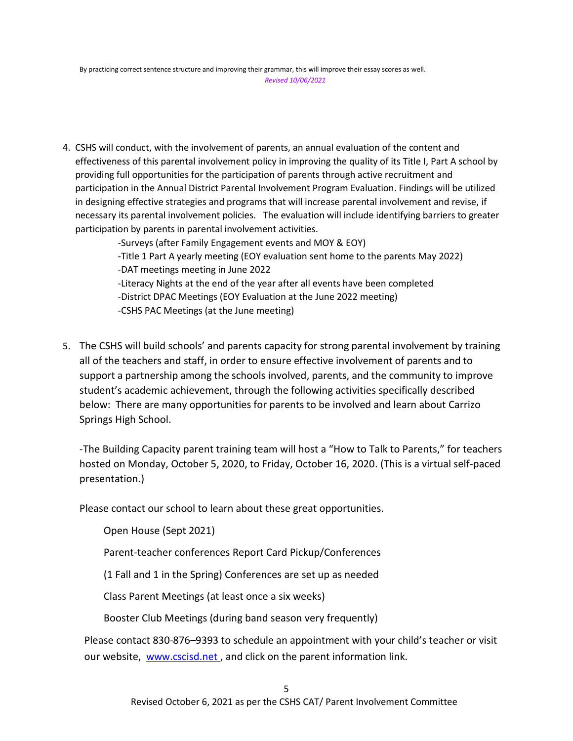By practicing correct sentence structure and improving their grammar, this will improve their essay scores as well.

*Revised 10/06/2021*

4. CSHS will conduct, with the involvement of parents, an annual evaluation of the content and effectiveness of this parental involvement policy in improving the quality of its Title I, Part A school by providing full opportunities for the participation of parents through active recruitment and participation in the Annual District Parental Involvement Program Evaluation. Findings will be utilized in designing effective strategies and programs that will increase parental involvement and revise, if necessary its parental involvement policies. The evaluation will include identifying barriers to greater participation by parents in parental involvement activities.

    -Surveys (after Family Engagement events and MOY & EOY)
    -Title 1 Part A yearly meeting (EOY evaluation sent home to the parents May 2022)
    -DAT meetings meeting in June 2022
    -Literacy Nights at the end of the year after all events have been completed
    -District DPAC Meetings (EOY Evaluation at the June 2022 meeting)
    -CSHS PAC Meetings (at the June meeting)

5. The CSHS will build schools' and parents capacity for strong parental involvement by training all of the teachers and staff, in order to ensure effective involvement of parents and to support a partnership among the schools involved, parents, and the community to improve student's academic achievement, through the following activities specifically described below: There are many opportunities for parents to be involved and learn about Carrizo Springs High School.

    -The Building Capacity parent training team will host a "How to Talk to Parents," for teachers hosted on Monday, October 5, 2020, to Friday, October 16, 2020. (This is a virtual self-paced presentation.)

    Please contact our school to learn about these great opportunities.

    Open House (Sept 2021)

    Parent-teacher conferences Report Card Pickup/Conferences

    (1 Fall and 1 in the Spring) Conferences are set up as needed

    Class Parent Meetings (at least once a six weeks)

    Booster Club Meetings (during band season very frequently)

    Please contact 830-876–9393 to schedule an appointment with your child's teacher or visit our website, [www.cscisd.net](http://www.cscisd.net), and click on the parent information link.

Revised October 6, 2021 as per the CSHS CAT/ Parent Involvement Committee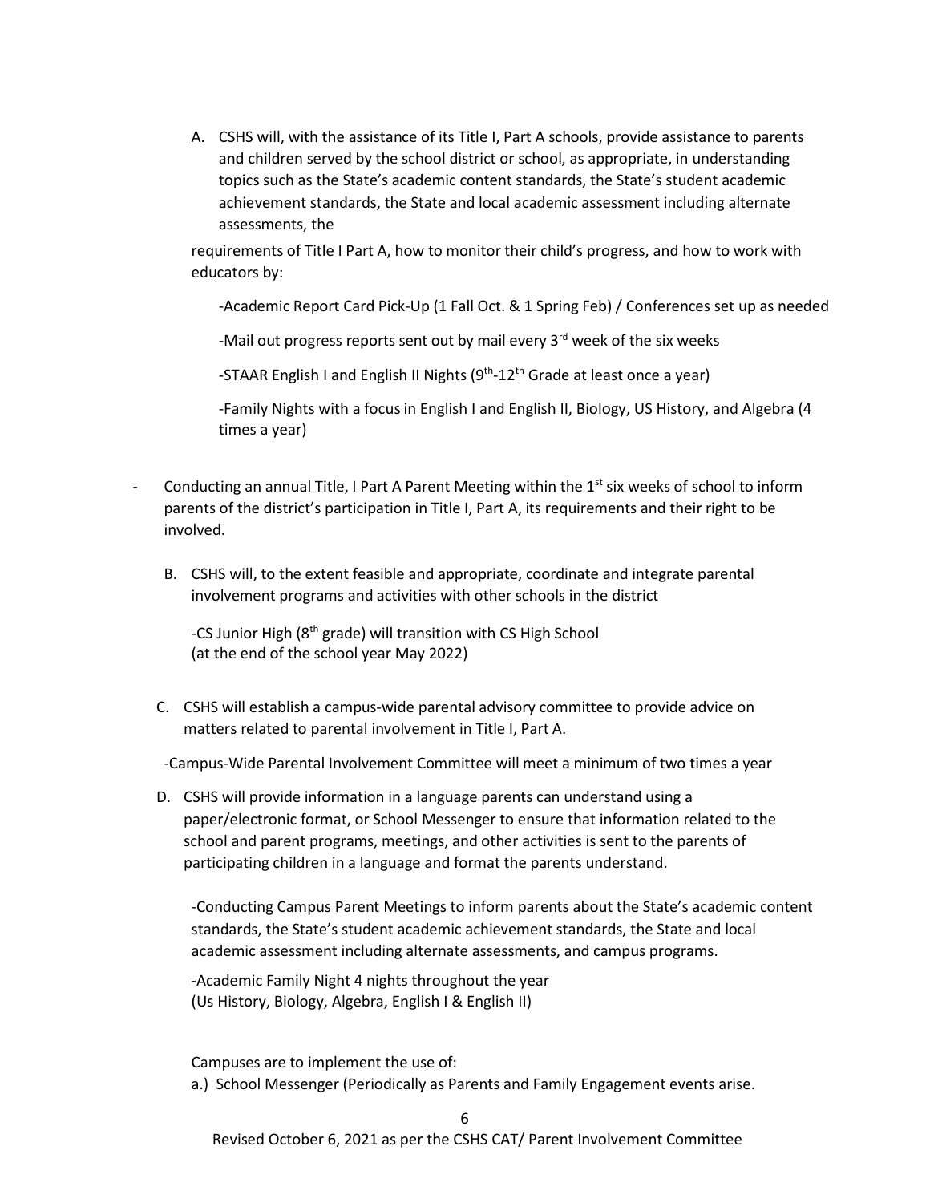A. CSHS will, with the assistance of its Title I, Part A schools, provide assistance to parents and children served by the school district or school, as appropriate, in understanding topics such as the State's academic content standards, the State's student academic achievement standards, the State and local academic assessment including alternate assessments, the

requirements of Title I Part A, how to monitor their child's progress, and how to work with educators by:

-Academic Report Card Pick-Up (1 Fall Oct. & 1 Spring Feb) / Conferences set up as needed

-Mail out progress reports sent out by mail every 3rd week of the six weeks

-STAAR English I and English II Nights (9th-12th Grade at least once a year)

-Family Nights with a focus in English I and English II, Biology, US History, and Algebra (4 times a year)

- Conducting an annual Title, I Part A Parent Meeting within the 1st six weeks of school to inform parents of the district's participation in Title I, Part A, its requirements and their right to be involved.

B. CSHS will, to the extent feasible and appropriate, coordinate and integrate parental involvement programs and activities with other schools in the district

-CS Junior High (8th grade) will transition with CS High School (at the end of the school year May 2022)

C. CSHS will establish a campus-wide parental advisory committee to provide advice on matters related to parental involvement in Title I, Part A.

-Campus-Wide Parental Involvement Committee will meet a minimum of two times a year

D. CSHS will provide information in a language parents can understand using a paper/electronic format, or School Messenger to ensure that information related to the school and parent programs, meetings, and other activities is sent to the parents of participating children in a language and format the parents understand.

-Conducting Campus Parent Meetings to inform parents about the State's academic content standards, the State's student academic achievement standards, the State and local academic assessment including alternate assessments, and campus programs.

-Academic Family Night 4 nights throughout the year (Us History, Biology, Algebra, English I & English II)

Campuses are to implement the use of:

a.) School Messenger (Periodically as Parents and Family Engagement events arise.

Revised October 6, 2021 as per the CSHS CAT/ Parent Involvement Committee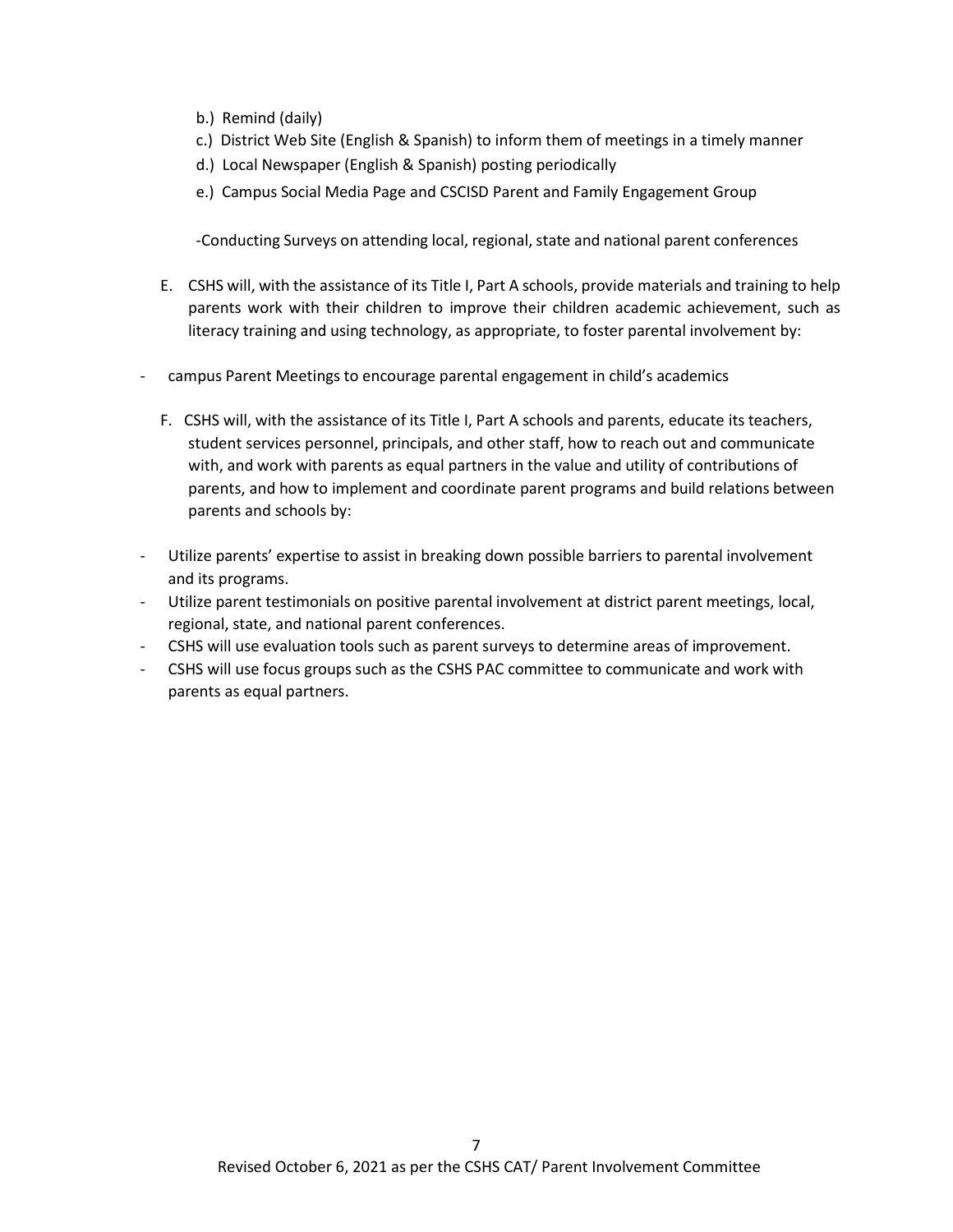b.) Remind (daily)

c.) District Web Site (English & Spanish) to inform them of meetings in a timely manner

d.) Local Newspaper (English & Spanish) posting periodically

e.) Campus Social Media Page and CSCISD Parent and Family Engagement Group

-Conducting Surveys on attending local, regional, state and national parent conferences

E. CSHS will, with the assistance of its Title I, Part A schools, provide materials and training to help parents work with their children to improve their children academic achievement, such as literacy training and using technology, as appropriate, to foster parental involvement by:

- campus Parent Meetings to encourage parental engagement in child's academics

F. CSHS will, with the assistance of its Title I, Part A schools and parents, educate its teachers, student services personnel, principals, and other staff, how to reach out and communicate with, and work with parents as equal partners in the value and utility of contributions of parents, and how to implement and coordinate parent programs and build relations between parents and schools by:

- Utilize parents' expertise to assist in breaking down possible barriers to parental involvement and its programs.
- Utilize parent testimonials on positive parental involvement at district parent meetings, local, regional, state, and national parent conferences.
- CSHS will use evaluation tools such as parent surveys to determine areas of improvement.
- CSHS will use focus groups such as the CSHS PAC committee to communicate and work with parents as equal partners.